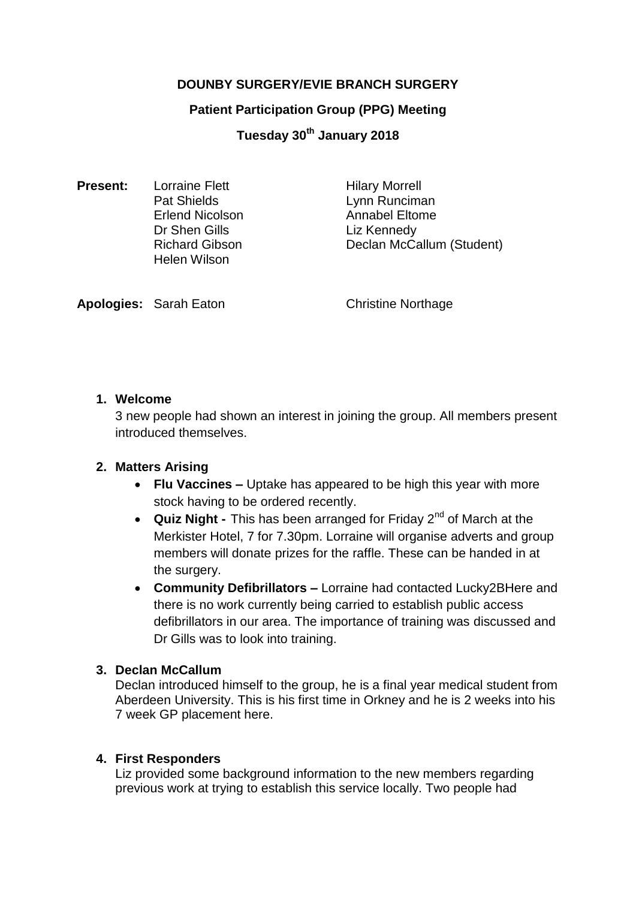**DOUNBY SURGERY/EVIE BRANCH SURGERY**

**Patient Participation Group (PPG) Meeting**

**Tuesday 30th January 2018**

**Present:** Lorraine Flett, Pat Shields, Erlend Nicolson, Dr Shen Gills, Richard Gibson, Helen Wilson, Hilary Morrell, Lynn Runciman, Annabel Eltome, Liz Kennedy, Declan McCallum (Student)

**Apologies:** Sarah Eaton, Christine Northage

1. **Welcome**
   3 new people had shown an interest in joining the group. All members present introduced themselves.

2. **Matters Arising**
   - **Flu Vaccines –** Uptake has appeared to be high this year with more stock having to be ordered recently.
   - **Quiz Night -** This has been arranged for Friday 2nd of March at the Merkister Hotel, 7 for 7.30pm. Lorraine will organise adverts and group members will donate prizes for the raffle. These can be handed in at the surgery.
   - **Community Defibrillators –** Lorraine had contacted Lucky2BHere and there is no work currently being carried to establish public access defibrillators in our area. The importance of training was discussed and Dr Gills was to look into training.

3. **Declan McCallum**
   Declan introduced himself to the group, he is a final year medical student from Aberdeen University. This is his first time in Orkney and he is 2 weeks into his 7 week GP placement here.

4. **First Responders**
   Liz provided some background information to the new members regarding previous work at trying to establish this service locally. Two people had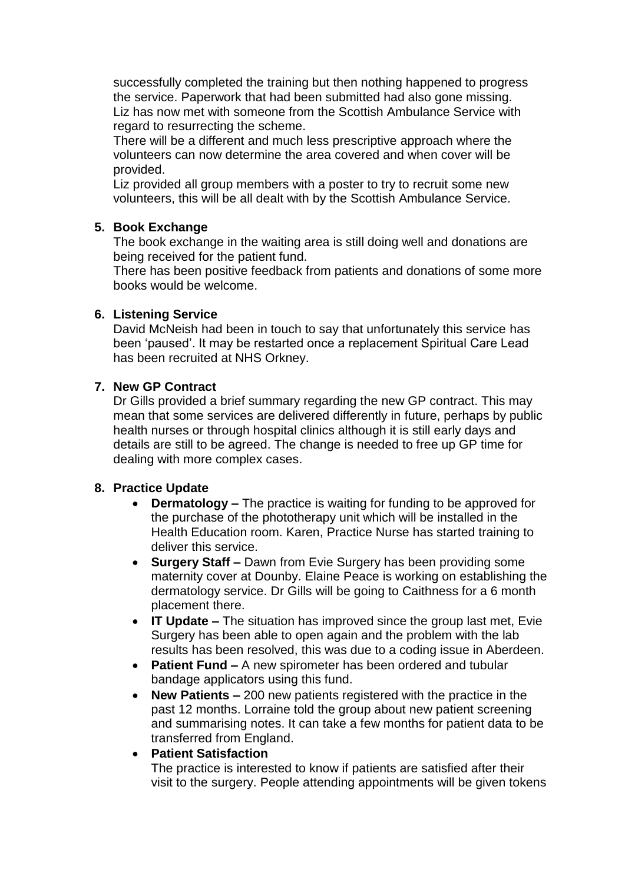successfully completed the training but then nothing happened to progress the service. Paperwork that had been submitted had also gone missing. Liz has now met with someone from the Scottish Ambulance Service with regard to resurrecting the scheme.

There will be a different and much less prescriptive approach where the volunteers can now determine the area covered and when cover will be provided.

Liz provided all group members with a poster to try to recruit some new volunteers, this will be all dealt with by the Scottish Ambulance Service.

**5. Book Exchange**

The book exchange in the waiting area is still doing well and donations are being received for the patient fund.

There has been positive feedback from patients and donations of some more books would be welcome.

**6. Listening Service**

David McNeish had been in touch to say that unfortunately this service has been 'paused'. It may be restarted once a replacement Spiritual Care Lead has been recruited at NHS Orkney.

**7. New GP Contract**

Dr Gills provided a brief summary regarding the new GP contract. This may mean that some services are delivered differently in future, perhaps by public health nurses or through hospital clinics although it is still early days and details are still to be agreed. The change is needed to free up GP time for dealing with more complex cases.

**8. Practice Update**

- **Dermatology –** The practice is waiting for funding to be approved for the purchase of the phototherapy unit which will be installed in the Health Education room. Karen, Practice Nurse has started training to deliver this service.
- **Surgery Staff –** Dawn from Evie Surgery has been providing some maternity cover at Dounby. Elaine Peace is working on establishing the dermatology service. Dr Gills will be going to Caithness for a 6 month placement there.
- **IT Update –** The situation has improved since the group last met, Evie Surgery has been able to open again and the problem with the lab results has been resolved, this was due to a coding issue in Aberdeen.
- **Patient Fund –** A new spirometer has been ordered and tubular bandage applicators using this fund.
- **New Patients –** 200 new patients registered with the practice in the past 12 months. Lorraine told the group about new patient screening and summarising notes. It can take a few months for patient data to be transferred from England.
- **Patient Satisfaction**

  The practice is interested to know if patients are satisfied after their visit to the surgery. People attending appointments will be given tokens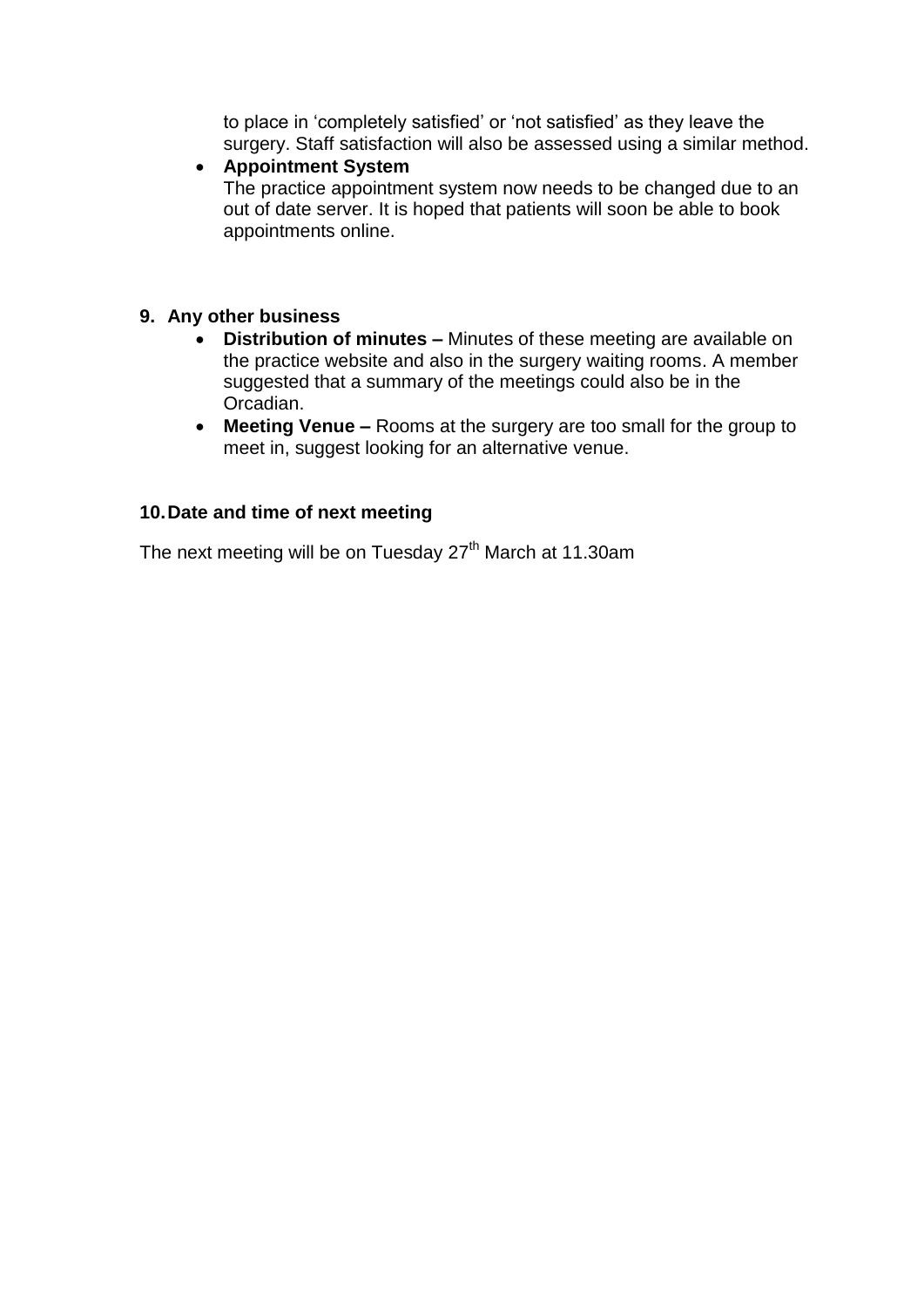to place in 'completely satisfied' or 'not satisfied' as they leave the surgery. Staff satisfaction will also be assessed using a similar method.

- **Appointment System**
  The practice appointment system now needs to be changed due to an out of date server. It is hoped that patients will soon be able to book appointments online.

**9. Any other business**

- **Distribution of minutes –** Minutes of these meeting are available on the practice website and also in the surgery waiting rooms. A member suggested that a summary of the meetings could also be in the Orcadian.
- **Meeting Venue –** Rooms at the surgery are too small for the group to meet in, suggest looking for an alternative venue.

**10. Date and time of next meeting**

The next meeting will be on Tuesday 27th March at 11.30am